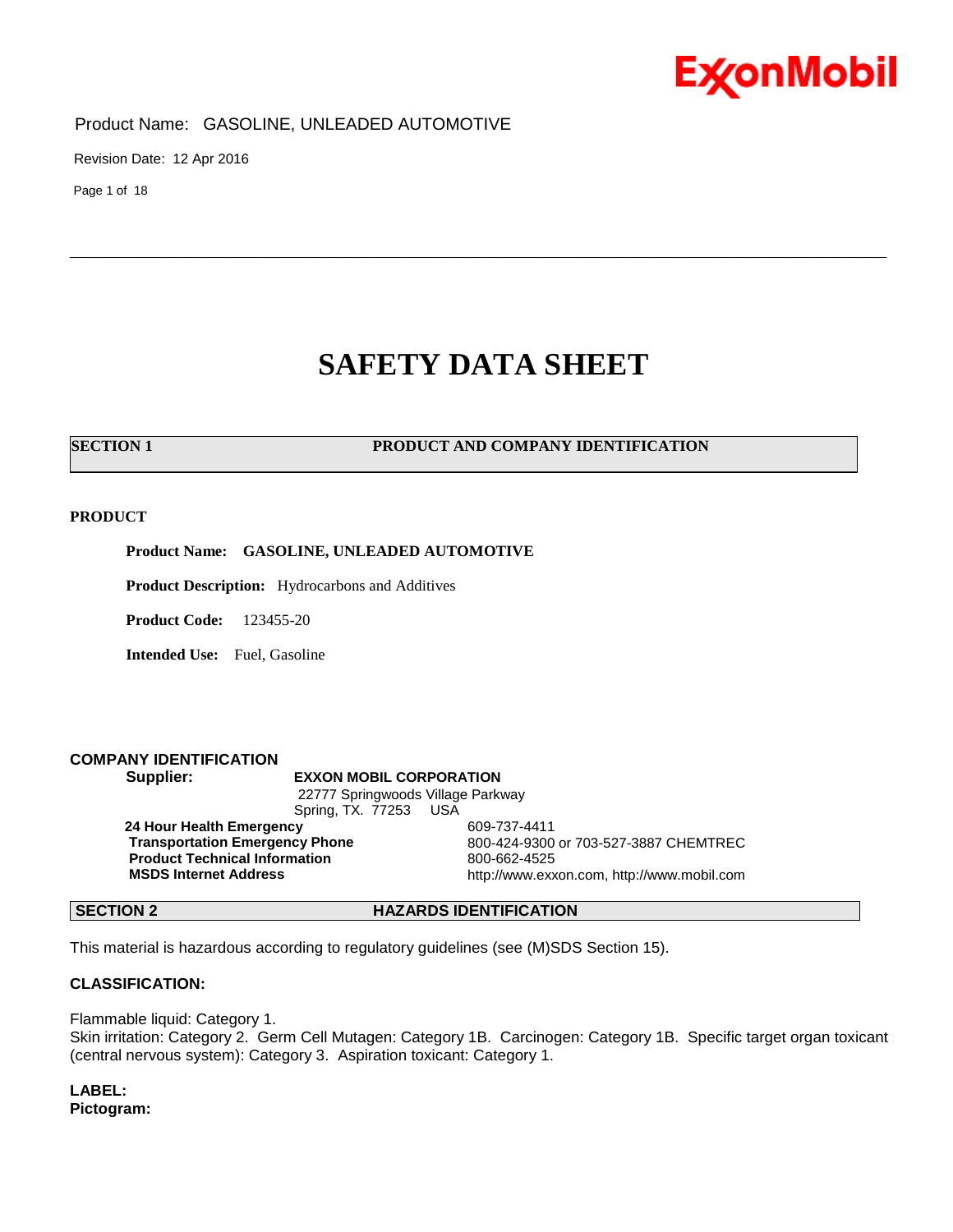Product Name: GASOLINE, UNLEADED AUTOMOTIVE

Revision Date: 12 Apr 2016

# SAFETY DATA SHEET

## SECTION 1 PRODUCT AND COMPANY IDENTIFICATION

### PRODUCT

**Product Name: GASOLINE, UNLEADED AUTOMOTIVE**

**Product Description:** Hydrocarbons and Additives

**Product Code:** 123455-20

**Intended Use:** Fuel, Gasoline

### COMPANY IDENTIFICATION

**Supplier:** **EXXON MOBIL CORPORATION**
22777 Springwoods Village Parkway
Spring, TX. 77253 USA

| | |
|---|---|
| **24 Hour Health Emergency** | 609-737-4411 |
| **Transportation Emergency Phone** | 800-424-9300 or 703-527-3887 CHEMTREC |
| **Product Technical Information** | 800-662-4525 |
| **MSDS Internet Address** | http://www.exxon.com, http://www.mobil.com |

## SECTION 2 HAZARDS IDENTIFICATION

This material is hazardous according to regulatory guidelines (see (M)SDS Section 15).

**CLASSIFICATION:**

Flammable liquid: Category 1.
Skin irritation: Category 2. Germ Cell Mutagen: Category 1B. Carcinogen: Category 1B. Specific target organ toxicant (central nervous system): Category 3. Aspiration toxicant: Category 1.

**LABEL:**
**Pictogram:**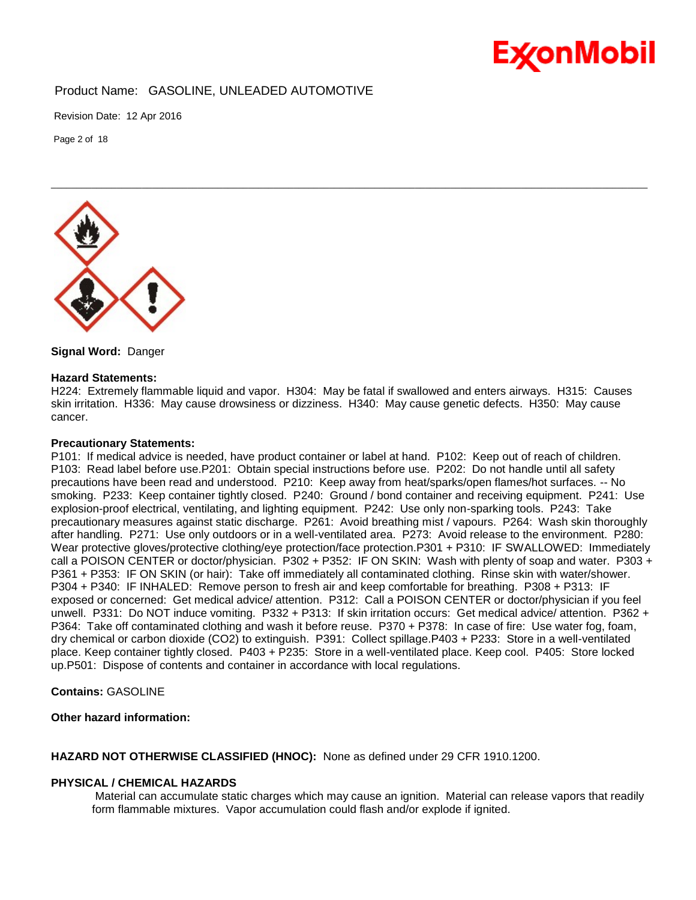**Signal Word:** Danger

**Hazard Statements:**
H224: Extremely flammable liquid and vapor. H304: May be fatal if swallowed and enters airways. H315: Causes skin irritation. H336: May cause drowsiness or dizziness. H340: May cause genetic defects. H350: May cause cancer.

**Precautionary Statements:**
P101: If medical advice is needed, have product container or label at hand. P102: Keep out of reach of children. P103: Read label before use.P201: Obtain special instructions before use. P202: Do not handle until all safety precautions have been read and understood. P210: Keep away from heat/sparks/open flames/hot surfaces. -- No smoking. P233: Keep container tightly closed. P240: Ground / bond container and receiving equipment. P241: Use explosion-proof electrical, ventilating, and lighting equipment. P242: Use only non-sparking tools. P243: Take precautionary measures against static discharge. P261: Avoid breathing mist / vapours. P264: Wash skin thoroughly after handling. P271: Use only outdoors or in a well-ventilated area. P273: Avoid release to the environment. P280: Wear protective gloves/protective clothing/eye protection/face protection.P301 + P310: IF SWALLOWED: Immediately call a POISON CENTER or doctor/physician. P302 + P352: IF ON SKIN: Wash with plenty of soap and water. P303 + P361 + P353: IF ON SKIN (or hair): Take off immediately all contaminated clothing. Rinse skin with water/shower. P304 + P340: IF INHALED: Remove person to fresh air and keep comfortable for breathing. P308 + P313: IF exposed or concerned: Get medical advice/ attention. P312: Call a POISON CENTER or doctor/physician if you feel unwell. P331: Do NOT induce vomiting. P332 + P313: If skin irritation occurs: Get medical advice/ attention. P362 + P364: Take off contaminated clothing and wash it before reuse. P370 + P378: In case of fire: Use water fog, foam, dry chemical or carbon dioxide ($CO_2$) to extinguish. P391: Collect spillage.P403 + P233: Store in a well-ventilated place. Keep container tightly closed. P403 + P235: Store in a well-ventilated place. Keep cool. P405: Store locked up.P501: Dispose of contents and container in accordance with local regulations.

**Contains:** GASOLINE

**Other hazard information:**

**HAZARD NOT OTHERWISE CLASSIFIED (HNOC):** None as defined under 29 CFR 1910.1200.

**PHYSICAL / CHEMICAL HAZARDS**

Material can accumulate static charges which may cause an ignition. Material can release vapors that readily form flammable mixtures. Vapor accumulation could flash and/or explode if ignited.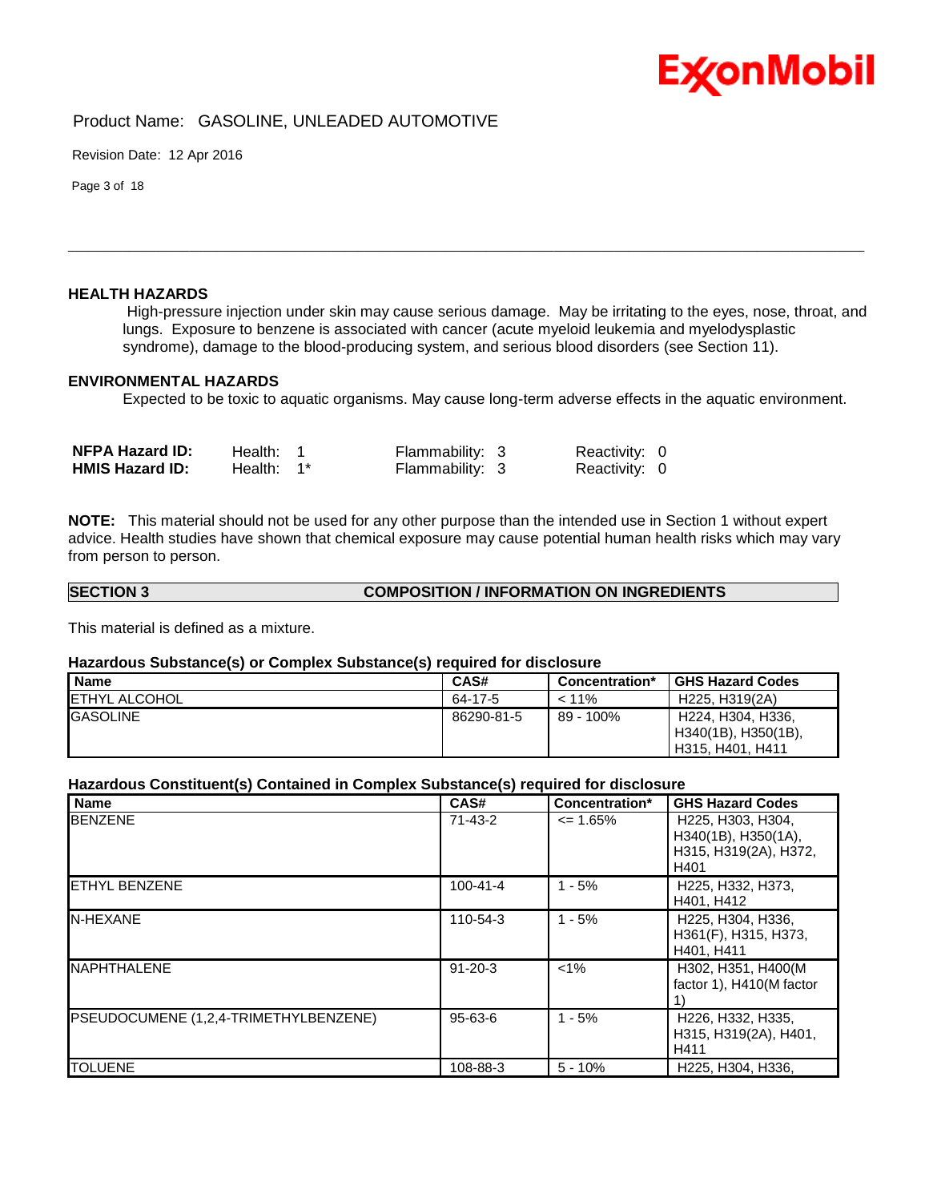### HEALTH HAZARDS

High-pressure injection under skin may cause serious damage. May be irritating to the eyes, nose, throat, and lungs. Exposure to benzene is associated with cancer (acute myeloid leukemia and myelodysplastic syndrome), damage to the blood-producing system, and serious blood disorders (see Section 11).

### ENVIRONMENTAL HAZARDS

Expected to be toxic to aquatic organisms. May cause long-term adverse effects in the aquatic environment.

| | | | |
|---|---|---|---|
| **NFPA Hazard ID:** | Health: 1 | Flammability: 3 | Reactivity: 0 |
| **HMIS Hazard ID:** | Health: 1* | Flammability: 3 | Reactivity: 0 |

**NOTE:** This material should not be used for any other purpose than the intended use in Section 1 without expert advice. Health studies have shown that chemical exposure may cause potential human health risks which may vary from person to person.

## SECTION 3 COMPOSITION / INFORMATION ON INGREDIENTS

This material is defined as a mixture.

**Hazardous Substance(s) or Complex Substance(s) required for disclosure**

| Name | CAS# | Concentration* | GHS Hazard Codes |
|---|---|---|---|
| ETHYL ALCOHOL | 64-17-5 | < 11% | H225, H319(2A) |
| GASOLINE | 86290-81-5 | 89 - 100% | H224, H304, H336, H340(1B), H350(1B), H315, H401, H411 |

**Hazardous Constituent(s) Contained in Complex Substance(s) required for disclosure**

| Name | CAS# | Concentration* | GHS Hazard Codes |
|---|---|---|---|
| BENZENE | 71-43-2 | <= 1.65% | H225, H303, H304, H340(1B), H350(1A), H315, H319(2A), H372, H401 |
| ETHYL BENZENE | 100-41-4 | 1 - 5% | H225, H332, H373, H401, H412 |
| N-HEXANE | 110-54-3 | 1 - 5% | H225, H304, H336, H361(F), H315, H373, H401, H411 |
| NAPHTHALENE | 91-20-3 | <1% | H302, H351, H400(M factor 1), H410(M factor 1) |
| PSEUDOCUMENE (1,2,4-TRIMETHYLBENZENE) | 95-63-6 | 1 - 5% | H226, H332, H335, H315, H319(2A), H401, H411 |
| TOLUENE | 108-88-3 | 5 - 10% | H225, H304, H336, |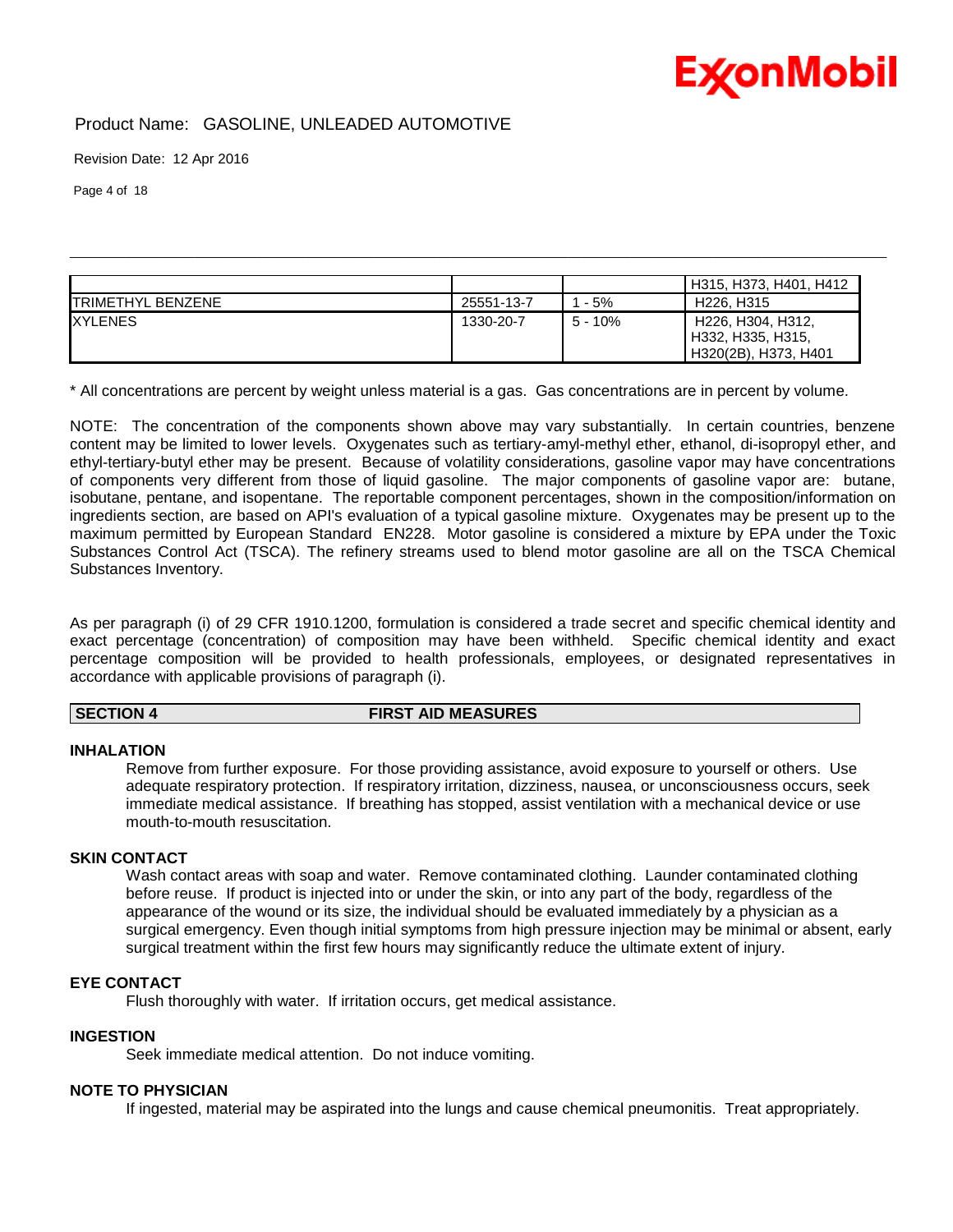|  |  |  | H315, H373, H401, H412 |
|---|---|---|---|
| TRIMETHYL BENZENE | 25551-13-7 | 1 - 5% | H226, H315 |
| XYLENES | 1330-20-7 | 5 - 10% | H226, H304, H312, H332, H335, H315, H320(2B), H373, H401 |

* All concentrations are percent by weight unless material is a gas. Gas concentrations are in percent by volume.

NOTE: The concentration of the components shown above may vary substantially. In certain countries, benzene content may be limited to lower levels. Oxygenates such as tertiary-amyl-methyl ether, ethanol, di-isopropyl ether, and ethyl-tertiary-butyl ether may be present. Because of volatility considerations, gasoline vapor may have concentrations of components very different from those of liquid gasoline. The major components of gasoline vapor are: butane, isobutane, pentane, and isopentane. The reportable component percentages, shown in the composition/information on ingredients section, are based on API's evaluation of a typical gasoline mixture. Oxygenates may be present up to the maximum permitted by European Standard EN228. Motor gasoline is considered a mixture by EPA under the Toxic Substances Control Act (TSCA). The refinery streams used to blend motor gasoline are all on the TSCA Chemical Substances Inventory.

As per paragraph (i) of 29 CFR 1910.1200, formulation is considered a trade secret and specific chemical identity and exact percentage (concentration) of composition may have been withheld. Specific chemical identity and exact percentage composition will be provided to health professionals, employees, or designated representatives in accordance with applicable provisions of paragraph (i).

## SECTION 4 FIRST AID MEASURES

### INHALATION

Remove from further exposure. For those providing assistance, avoid exposure to yourself or others. Use adequate respiratory protection. If respiratory irritation, dizziness, nausea, or unconsciousness occurs, seek immediate medical assistance. If breathing has stopped, assist ventilation with a mechanical device or use mouth-to-mouth resuscitation.

### SKIN CONTACT

Wash contact areas with soap and water. Remove contaminated clothing. Launder contaminated clothing before reuse. If product is injected into or under the skin, or into any part of the body, regardless of the appearance of the wound or its size, the individual should be evaluated immediately by a physician as a surgical emergency. Even though initial symptoms from high pressure injection may be minimal or absent, early surgical treatment within the first few hours may significantly reduce the ultimate extent of injury.

### EYE CONTACT

Flush thoroughly with water. If irritation occurs, get medical assistance.

### INGESTION

Seek immediate medical attention. Do not induce vomiting.

### NOTE TO PHYSICIAN

If ingested, material may be aspirated into the lungs and cause chemical pneumonitis. Treat appropriately.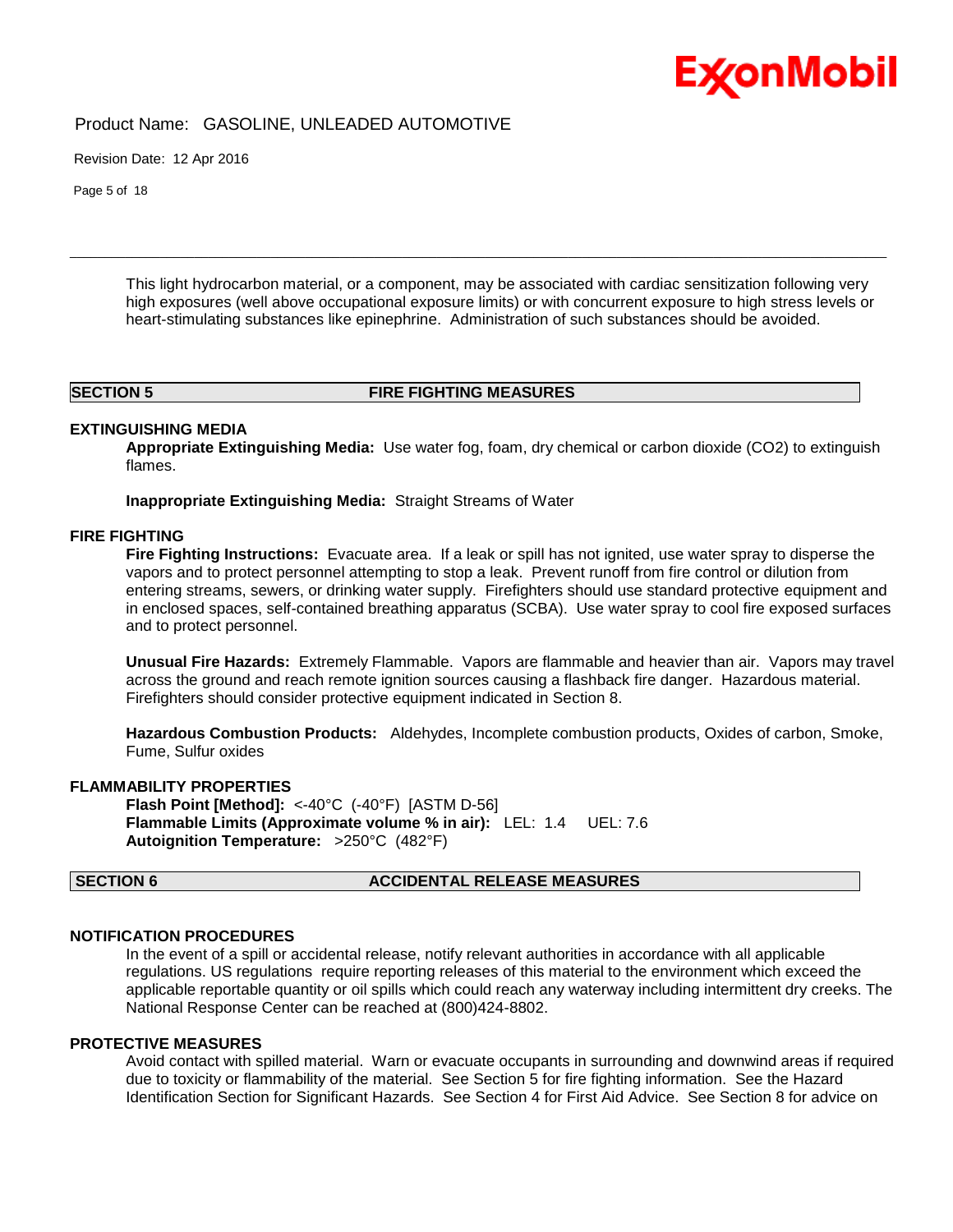This light hydrocarbon material, or a component, may be associated with cardiac sensitization following very high exposures (well above occupational exposure limits) or with concurrent exposure to high stress levels or heart-stimulating substances like epinephrine. Administration of such substances should be avoided.

## SECTION 5 FIRE FIGHTING MEASURES

### EXTINGUISHING MEDIA

**Appropriate Extinguishing Media:** Use water fog, foam, dry chemical or carbon dioxide ($CO_2$) to extinguish flames.

**Inappropriate Extinguishing Media:** Straight Streams of Water

### FIRE FIGHTING

**Fire Fighting Instructions:** Evacuate area. If a leak or spill has not ignited, use water spray to disperse the vapors and to protect personnel attempting to stop a leak. Prevent runoff from fire control or dilution from entering streams, sewers, or drinking water supply. Firefighters should use standard protective equipment and in enclosed spaces, self-contained breathing apparatus (SCBA). Use water spray to cool fire exposed surfaces and to protect personnel.

**Unusual Fire Hazards:** Extremely Flammable. Vapors are flammable and heavier than air. Vapors may travel across the ground and reach remote ignition sources causing a flashback fire danger. Hazardous material. Firefighters should consider protective equipment indicated in Section 8.

**Hazardous Combustion Products:** Aldehydes, Incomplete combustion products, Oxides of carbon, Smoke, Fume, Sulfur oxides

### FLAMMABILITY PROPERTIES

**Flash Point [Method]:** <-40°C (-40°F) [ASTM D-56]
**Flammable Limits (Approximate volume % in air):** LEL: 1.4 UEL: 7.6
**Autoignition Temperature:** >250°C (482°F)

## SECTION 6 ACCIDENTAL RELEASE MEASURES

### NOTIFICATION PROCEDURES

In the event of a spill or accidental release, notify relevant authorities in accordance with all applicable regulations. US regulations require reporting releases of this material to the environment which exceed the applicable reportable quantity or oil spills which could reach any waterway including intermittent dry creeks. The National Response Center can be reached at (800)424-8802.

### PROTECTIVE MEASURES

Avoid contact with spilled material. Warn or evacuate occupants in surrounding and downwind areas if required due to toxicity or flammability of the material. See Section 5 for fire fighting information. See the Hazard Identification Section for Significant Hazards. See Section 4 for First Aid Advice. See Section 8 for advice on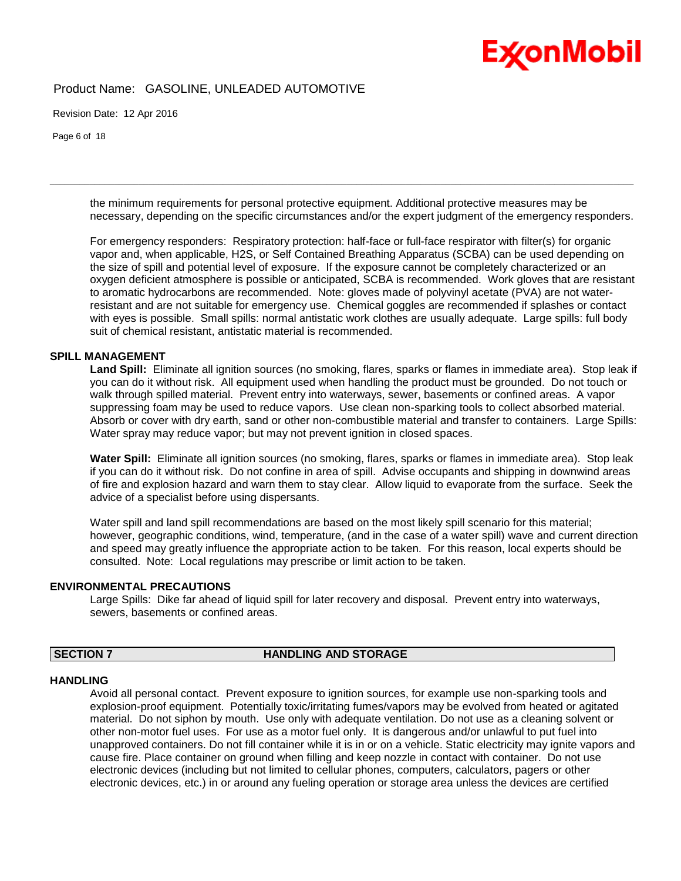the minimum requirements for personal protective equipment. Additional protective measures may be necessary, depending on the specific circumstances and/or the expert judgment of the emergency responders.

For emergency responders: Respiratory protection: half-face or full-face respirator with filter(s) for organic vapor and, when applicable, H2S, or Self Contained Breathing Apparatus (SCBA) can be used depending on the size of spill and potential level of exposure. If the exposure cannot be completely characterized or an oxygen deficient atmosphere is possible or anticipated, SCBA is recommended. Work gloves that are resistant to aromatic hydrocarbons are recommended. Note: gloves made of polyvinyl acetate (PVA) are not water-resistant and are not suitable for emergency use. Chemical goggles are recommended if splashes or contact with eyes is possible. Small spills: normal antistatic work clothes are usually adequate. Large spills: full body suit of chemical resistant, antistatic material is recommended.

### SPILL MANAGEMENT

**Land Spill:** Eliminate all ignition sources (no smoking, flares, sparks or flames in immediate area). Stop leak if you can do it without risk. All equipment used when handling the product must be grounded. Do not touch or walk through spilled material. Prevent entry into waterways, sewer, basements or confined areas. A vapor suppressing foam may be used to reduce vapors. Use clean non-sparking tools to collect absorbed material. Absorb or cover with dry earth, sand or other non-combustible material and transfer to containers. Large Spills: Water spray may reduce vapor; but may not prevent ignition in closed spaces.

**Water Spill:** Eliminate all ignition sources (no smoking, flares, sparks or flames in immediate area). Stop leak if you can do it without risk. Do not confine in area of spill. Advise occupants and shipping in downwind areas of fire and explosion hazard and warn them to stay clear. Allow liquid to evaporate from the surface. Seek the advice of a specialist before using dispersants.

Water spill and land spill recommendations are based on the most likely spill scenario for this material; however, geographic conditions, wind, temperature, (and in the case of a water spill) wave and current direction and speed may greatly influence the appropriate action to be taken. For this reason, local experts should be consulted. Note: Local regulations may prescribe or limit action to be taken.

### ENVIRONMENTAL PRECAUTIONS

Large Spills: Dike far ahead of liquid spill for later recovery and disposal. Prevent entry into waterways, sewers, basements or confined areas.

## SECTION 7 HANDLING AND STORAGE

### HANDLING

Avoid all personal contact. Prevent exposure to ignition sources, for example use non-sparking tools and explosion-proof equipment. Potentially toxic/irritating fumes/vapors may be evolved from heated or agitated material. Do not siphon by mouth. Use only with adequate ventilation. Do not use as a cleaning solvent or other non-motor fuel uses. For use as a motor fuel only. It is dangerous and/or unlawful to put fuel into unapproved containers. Do not fill container while it is in or on a vehicle. Static electricity may ignite vapors and cause fire. Place container on ground when filling and keep nozzle in contact with container. Do not use electronic devices (including but not limited to cellular phones, computers, calculators, pagers or other electronic devices, etc.) in or around any fueling operation or storage area unless the devices are certified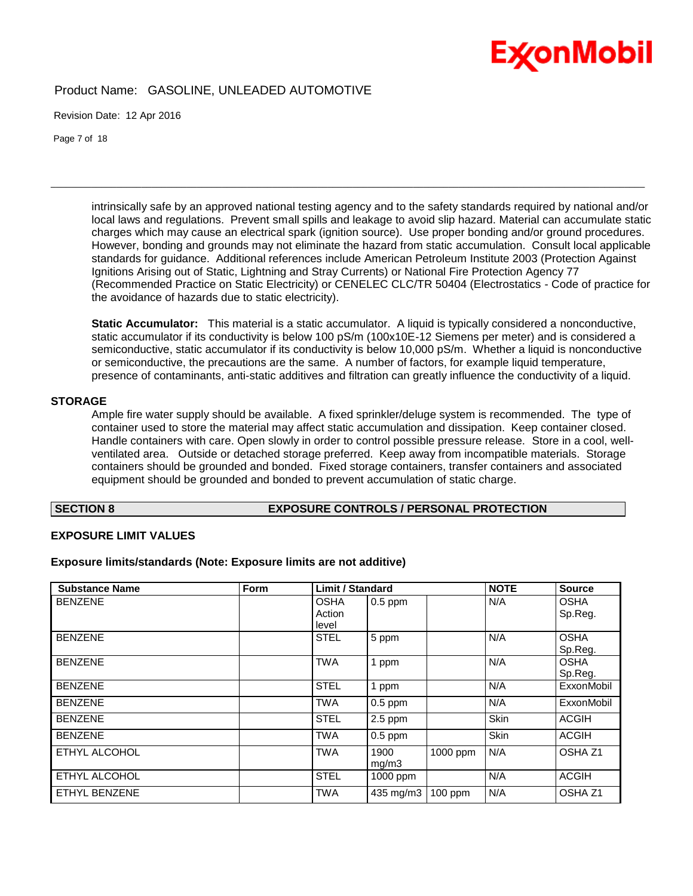intrinsically safe by an approved national testing agency and to the safety standards required by national and/or local laws and regulations. Prevent small spills and leakage to avoid slip hazard. Material can accumulate static charges which may cause an electrical spark (ignition source). Use proper bonding and/or ground procedures. However, bonding and grounds may not eliminate the hazard from static accumulation. Consult local applicable standards for guidance. Additional references include American Petroleum Institute 2003 (Protection Against Ignitions Arising out of Static, Lightning and Stray Currents) or National Fire Protection Agency 77 (Recommended Practice on Static Electricity) or CENELEC CLC/TR 50404 (Electrostatics - Code of practice for the avoidance of hazards due to static electricity).

**Static Accumulator:** This material is a static accumulator. A liquid is typically considered a nonconductive, static accumulator if its conductivity is below 100 pS/m (100x10E-12 Siemens per meter) and is considered a semiconductive, static accumulator if its conductivity is below 10,000 pS/m. Whether a liquid is nonconductive or semiconductive, the precautions are the same. A number of factors, for example liquid temperature, presence of contaminants, anti-static additives and filtration can greatly influence the conductivity of a liquid.

### STORAGE

Ample fire water supply should be available. A fixed sprinkler/deluge system is recommended. The type of container used to store the material may affect static accumulation and dissipation. Keep container closed. Handle containers with care. Open slowly in order to control possible pressure release. Store in a cool, well-ventilated area. Outside or detached storage preferred. Keep away from incompatible materials. Storage containers should be grounded and bonded. Fixed storage containers, transfer containers and associated equipment should be grounded and bonded to prevent accumulation of static charge.

## SECTION 8 EXPOSURE CONTROLS / PERSONAL PROTECTION

### EXPOSURE LIMIT VALUES

**Exposure limits/standards (Note: Exposure limits are not additive)**

| Substance Name | Form | Limit / Standard | | | NOTE | Source |
|---|---|---|---|---|---|---|
| BENZENE | | OSHA Action level | 0.5 ppm | | N/A | OSHA Sp.Reg. |
| BENZENE | | STEL | 5 ppm | | N/A | OSHA Sp.Reg. |
| BENZENE | | TWA | 1 ppm | | N/A | OSHA Sp.Reg. |
| BENZENE | | STEL | 1 ppm | | N/A | ExxonMobil |
| BENZENE | | TWA | 0.5 ppm | | N/A | ExxonMobil |
| BENZENE | | STEL | 2.5 ppm | | Skin | ACGIH |
| BENZENE | | TWA | 0.5 ppm | | Skin | ACGIH |
| ETHYL ALCOHOL | | TWA | 1900 mg/m3 | 1000 ppm | N/A | OSHA Z1 |
| ETHYL ALCOHOL | | STEL | 1000 ppm | | N/A | ACGIH |
| ETHYL BENZENE | | TWA | 435 mg/m3 | 100 ppm | N/A | OSHA Z1 |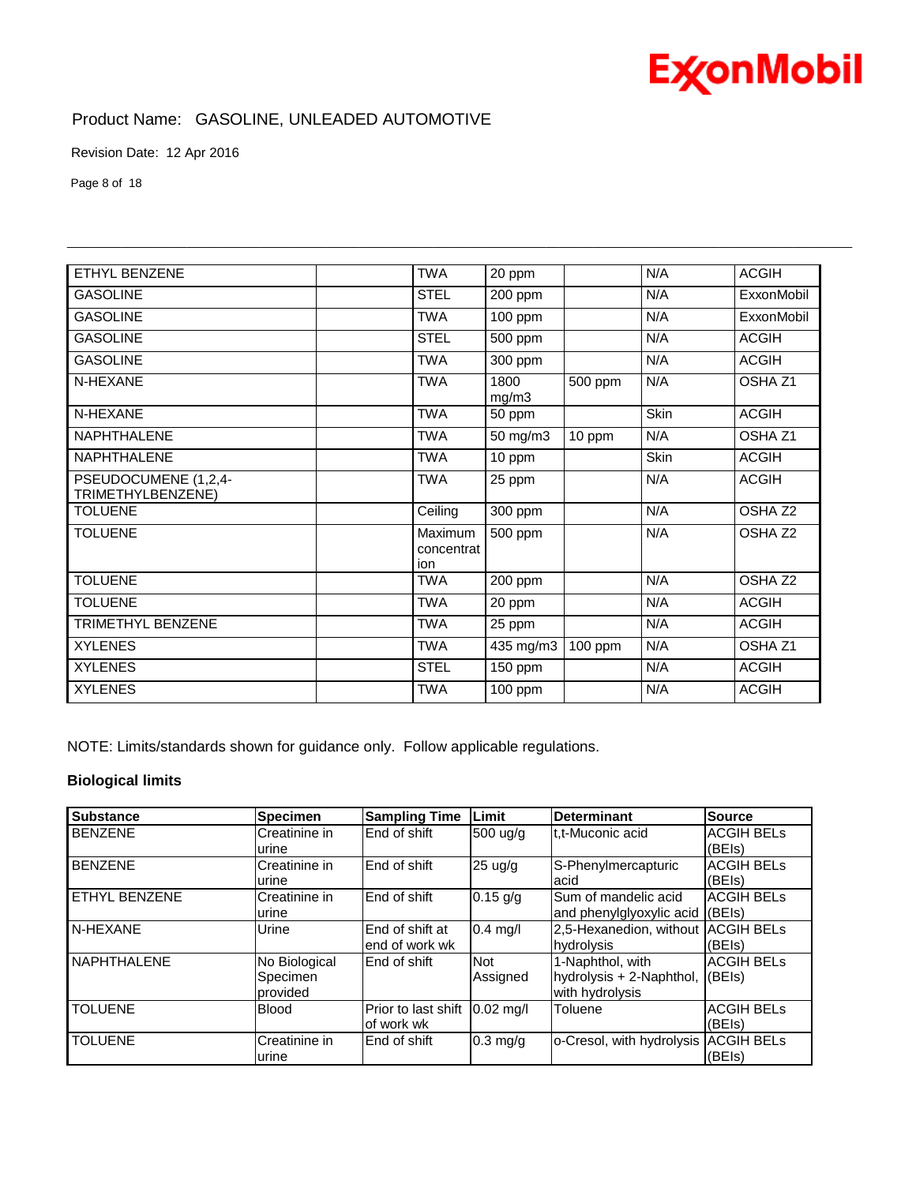| | | | | | | |
|---|---|---|---|---|---|---|
| ETHYL BENZENE | | TWA | 20 ppm | | N/A | ACGIH |
| GASOLINE | | STEL | 200 ppm | | N/A | ExxonMobil |
| GASOLINE | | TWA | 100 ppm | | N/A | ExxonMobil |
| GASOLINE | | STEL | 500 ppm | | N/A | ACGIH |
| GASOLINE | | TWA | 300 ppm | | N/A | ACGIH |
| N-HEXANE | | TWA | 1800 mg/m3 | 500 ppm | N/A | OSHA Z1 |
| N-HEXANE | | TWA | 50 ppm | | Skin | ACGIH |
| NAPHTHALENE | | TWA | 50 mg/m3 | 10 ppm | N/A | OSHA Z1 |
| NAPHTHALENE | | TWA | 10 ppm | | Skin | ACGIH |
| PSEUDOCUMENE (1,2,4-TRIMETHYLBENZENE) | | TWA | 25 ppm | | N/A | ACGIH |
| TOLUENE | | Ceiling | 300 ppm | | N/A | OSHA Z2 |
| TOLUENE | | Maximum concentration | 500 ppm | | N/A | OSHA Z2 |
| TOLUENE | | TWA | 200 ppm | | N/A | OSHA Z2 |
| TOLUENE | | TWA | 20 ppm | | N/A | ACGIH |
| TRIMETHYL BENZENE | | TWA | 25 ppm | | N/A | ACGIH |
| XYLENES | | TWA | 435 mg/m3 | 100 ppm | N/A | OSHA Z1 |
| XYLENES | | STEL | 150 ppm | | N/A | ACGIH |
| XYLENES | | TWA | 100 ppm | | N/A | ACGIH |

NOTE: Limits/standards shown for guidance only. Follow applicable regulations.

**Biological limits**

| Substance | Specimen | Sampling Time | Limit | Determinant | Source |
|---|---|---|---|---|---|
| BENZENE | Creatinine in urine | End of shift | 500 ug/g | t,t-Muconic acid | ACGIH BELs (BEIs) |
| BENZENE | Creatinine in urine | End of shift | 25 ug/g | S-Phenylmercapturic acid | ACGIH BELs (BEIs) |
| ETHYL BENZENE | Creatinine in urine | End of shift | 0.15 g/g | Sum of mandelic acid and phenylglyoxylic acid | ACGIH BELs (BEIs) |
| N-HEXANE | Urine | End of shift at end of work wk | 0.4 mg/l | 2,5-Hexanedion, without hydrolysis | ACGIH BELs (BEIs) |
| NAPHTHALENE | No Biological Specimen provided | End of shift | Not Assigned | 1-Naphthol, with hydrolysis + 2-Naphthol, with hydrolysis | ACGIH BELs (BEIs) |
| TOLUENE | Blood | Prior to last shift of work wk | 0.02 mg/l | Toluene | ACGIH BELs (BEIs) |
| TOLUENE | Creatinine in urine | End of shift | 0.3 mg/g | o-Cresol, with hydrolysis | ACGIH BELs (BEIs) |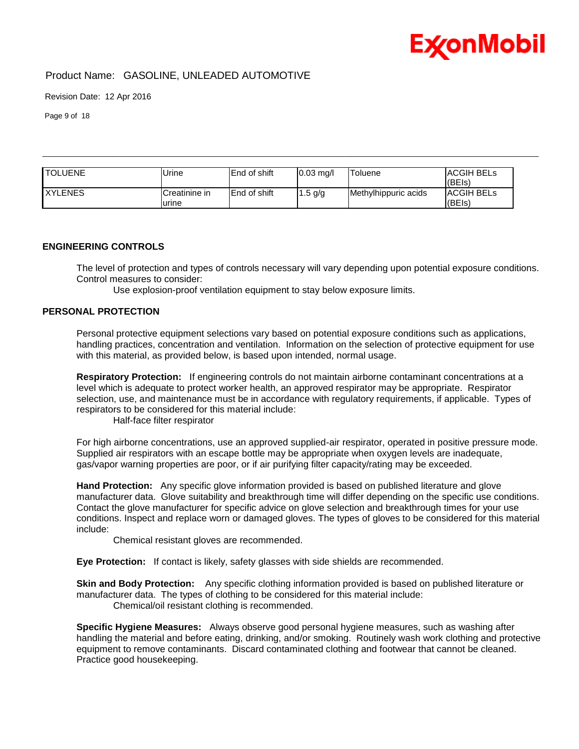| TOLUENE | Urine | End of shift | 0.03 mg/l | Toluene | ACGIH BELs (BEIs) |
|---|---|---|---|---|---|
| XYLENES | Creatinine in urine | End of shift | 1.5 g/g | Methylhippuric acids | ACGIH BELs (BEIs) |

## ENGINEERING CONTROLS

The level of protection and types of controls necessary will vary depending upon potential exposure conditions. Control measures to consider:

Use explosion-proof ventilation equipment to stay below exposure limits.

## PERSONAL PROTECTION

Personal protective equipment selections vary based on potential exposure conditions such as applications, handling practices, concentration and ventilation. Information on the selection of protective equipment for use with this material, as provided below, is based upon intended, normal usage.

**Respiratory Protection:** If engineering controls do not maintain airborne contaminant concentrations at a level which is adequate to protect worker health, an approved respirator may be appropriate. Respirator selection, use, and maintenance must be in accordance with regulatory requirements, if applicable. Types of respirators to be considered for this material include:

Half-face filter respirator

For high airborne concentrations, use an approved supplied-air respirator, operated in positive pressure mode. Supplied air respirators with an escape bottle may be appropriate when oxygen levels are inadequate, gas/vapor warning properties are poor, or if air purifying filter capacity/rating may be exceeded.

**Hand Protection:** Any specific glove information provided is based on published literature and glove manufacturer data. Glove suitability and breakthrough time will differ depending on the specific use conditions. Contact the glove manufacturer for specific advice on glove selection and breakthrough times for your use conditions. Inspect and replace worn or damaged gloves. The types of gloves to be considered for this material include:

Chemical resistant gloves are recommended.

**Eye Protection:** If contact is likely, safety glasses with side shields are recommended.

**Skin and Body Protection:** Any specific clothing information provided is based on published literature or manufacturer data. The types of clothing to be considered for this material include:

Chemical/oil resistant clothing is recommended.

**Specific Hygiene Measures:** Always observe good personal hygiene measures, such as washing after handling the material and before eating, drinking, and/or smoking. Routinely wash work clothing and protective equipment to remove contaminants. Discard contaminated clothing and footwear that cannot be cleaned. Practice good housekeeping.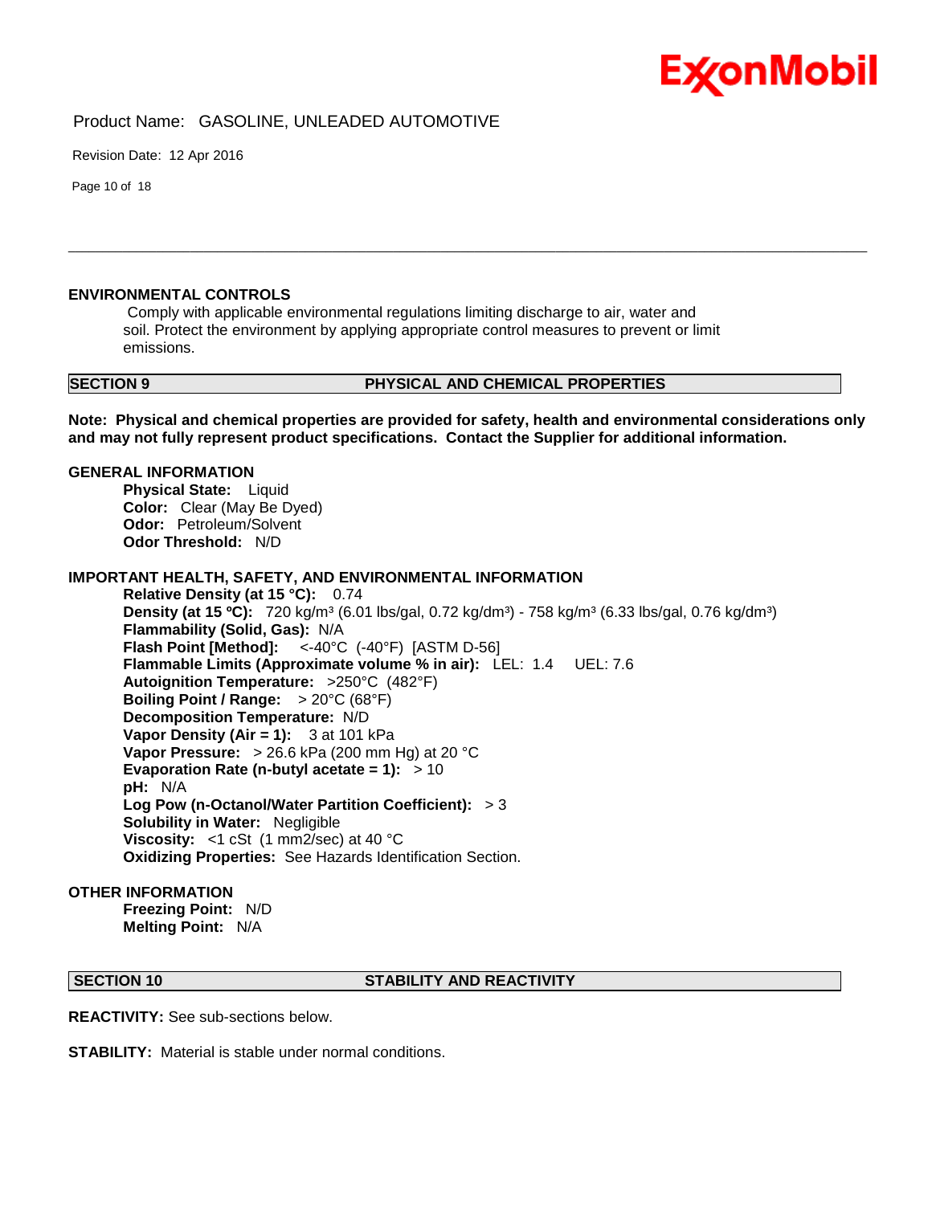### ENVIRONMENTAL CONTROLS

Comply with applicable environmental regulations limiting discharge to air, water and soil. Protect the environment by applying appropriate control measures to prevent or limit emissions.

## SECTION 9 PHYSICAL AND CHEMICAL PROPERTIES

**Note: Physical and chemical properties are provided for safety, health and environmental considerations only and may not fully represent product specifications. Contact the Supplier for additional information.**

### GENERAL INFORMATION

**Physical State:** Liquid
**Color:** Clear (May Be Dyed)
**Odor:** Petroleum/Solvent
**Odor Threshold:** N/D

### IMPORTANT HEALTH, SAFETY, AND ENVIRONMENTAL INFORMATION

**Relative Density (at 15 °C):** 0.74
**Density (at 15 ºC):** 720 kg/m³ (6.01 lbs/gal, 0.72 kg/dm³) - 758 kg/m³ (6.33 lbs/gal, 0.76 kg/dm³)
**Flammability (Solid, Gas):** N/A
**Flash Point [Method]:** <-40°C (-40°F) [ASTM D-56]
**Flammable Limits (Approximate volume % in air):** LEL: 1.4 UEL: 7.6
**Autoignition Temperature:** >250°C (482°F)
**Boiling Point / Range:** > 20°C (68°F)
**Decomposition Temperature:** N/D
**Vapor Density (Air = 1):** 3 at 101 kPa
**Vapor Pressure:** > 26.6 kPa (200 mm Hg) at 20 °C
**Evaporation Rate (n-butyl acetate = 1):** > 10
**pH:** N/A
**Log Pow (n-Octanol/Water Partition Coefficient):** > 3
**Solubility in Water:** Negligible
**Viscosity:** <1 cSt (1 mm2/sec) at 40 °C
**Oxidizing Properties:** See Hazards Identification Section.

### OTHER INFORMATION

**Freezing Point:** N/D
**Melting Point:** N/A

## SECTION 10 STABILITY AND REACTIVITY

**REACTIVITY:** See sub-sections below.

**STABILITY:** Material is stable under normal conditions.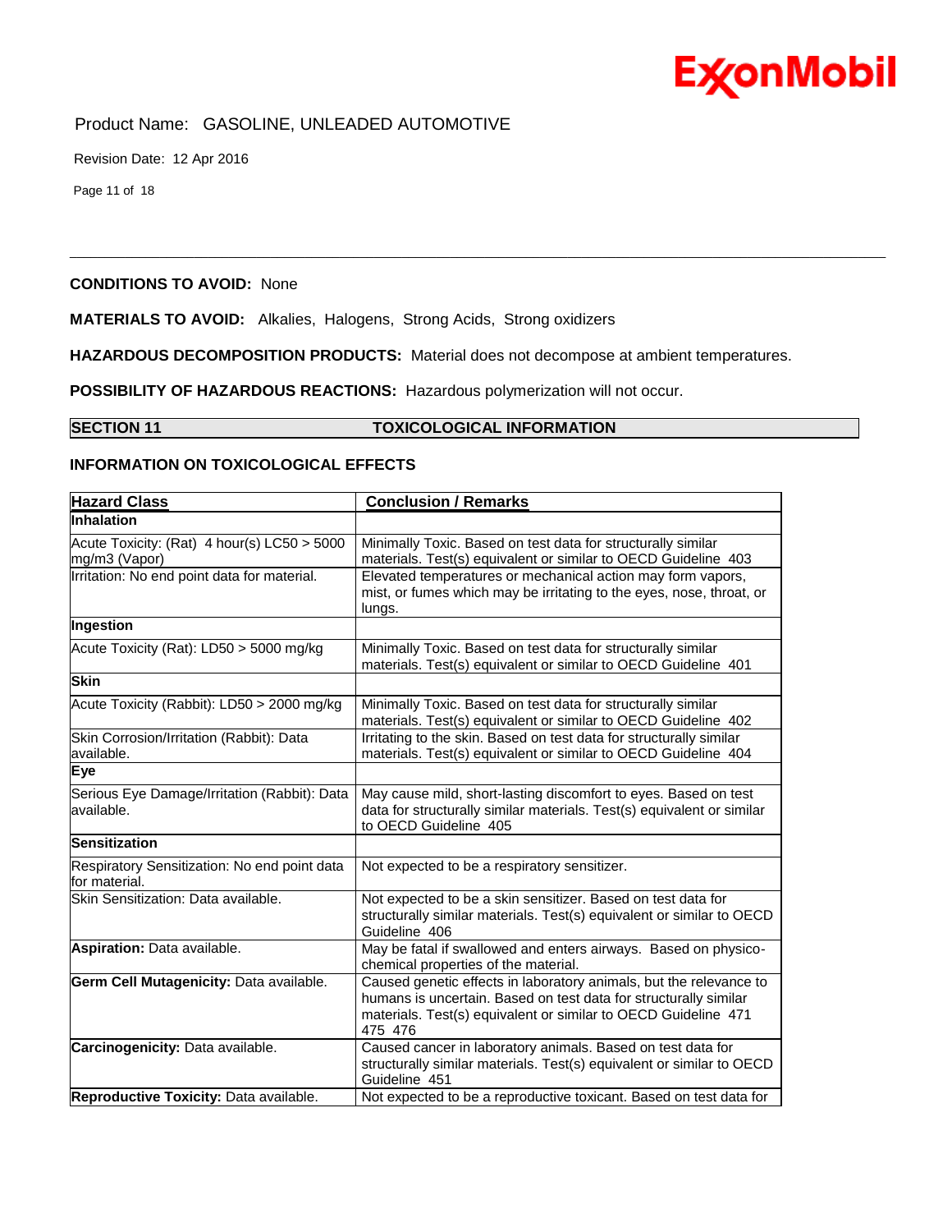**CONDITIONS TO AVOID:** None

**MATERIALS TO AVOID:** Alkalies, Halogens, Strong Acids, Strong oxidizers

**HAZARDOUS DECOMPOSITION PRODUCTS:** Material does not decompose at ambient temperatures.

**POSSIBILITY OF HAZARDOUS REACTIONS:** Hazardous polymerization will not occur.

## SECTION 11 TOXICOLOGICAL INFORMATION

### INFORMATION ON TOXICOLOGICAL EFFECTS

| Hazard Class | Conclusion / Remarks |
|---|---|
| **Inhalation** | |
| Acute Toxicity: (Rat) 4 hour(s) LC50 > 5000 mg/m3 (Vapor) | Minimally Toxic. Based on test data for structurally similar materials. Test(s) equivalent or similar to OECD Guideline 403 |
| Irritation: No end point data for material. | Elevated temperatures or mechanical action may form vapors, mist, or fumes which may be irritating to the eyes, nose, throat, or lungs. |
| **Ingestion** | |
| Acute Toxicity (Rat): LD50 > 5000 mg/kg | Minimally Toxic. Based on test data for structurally similar materials. Test(s) equivalent or similar to OECD Guideline 401 |
| **Skin** | |
| Acute Toxicity (Rabbit): LD50 > 2000 mg/kg | Minimally Toxic. Based on test data for structurally similar materials. Test(s) equivalent or similar to OECD Guideline 402 |
| Skin Corrosion/Irritation (Rabbit): Data available. | Irritating to the skin. Based on test data for structurally similar materials. Test(s) equivalent or similar to OECD Guideline 404 |
| **Eye** | |
| Serious Eye Damage/Irritation (Rabbit): Data available. | May cause mild, short-lasting discomfort to eyes. Based on test data for structurally similar materials. Test(s) equivalent or similar to OECD Guideline 405 |
| **Sensitization** | |
| Respiratory Sensitization: No end point data for material. | Not expected to be a respiratory sensitizer. |
| Skin Sensitization: Data available. | Not expected to be a skin sensitizer. Based on test data for structurally similar materials. Test(s) equivalent or similar to OECD Guideline 406 |
| **Aspiration:** Data available. | May be fatal if swallowed and enters airways. Based on physico-chemical properties of the material. |
| **Germ Cell Mutagenicity:** Data available. | Caused genetic effects in laboratory animals, but the relevance to humans is uncertain. Based on test data for structurally similar materials. Test(s) equivalent or similar to OECD Guideline 471 475 476 |
| **Carcinogenicity:** Data available. | Caused cancer in laboratory animals. Based on test data for structurally similar materials. Test(s) equivalent or similar to OECD Guideline 451 |
| **Reproductive Toxicity:** Data available. | Not expected to be a reproductive toxicant. Based on test data for |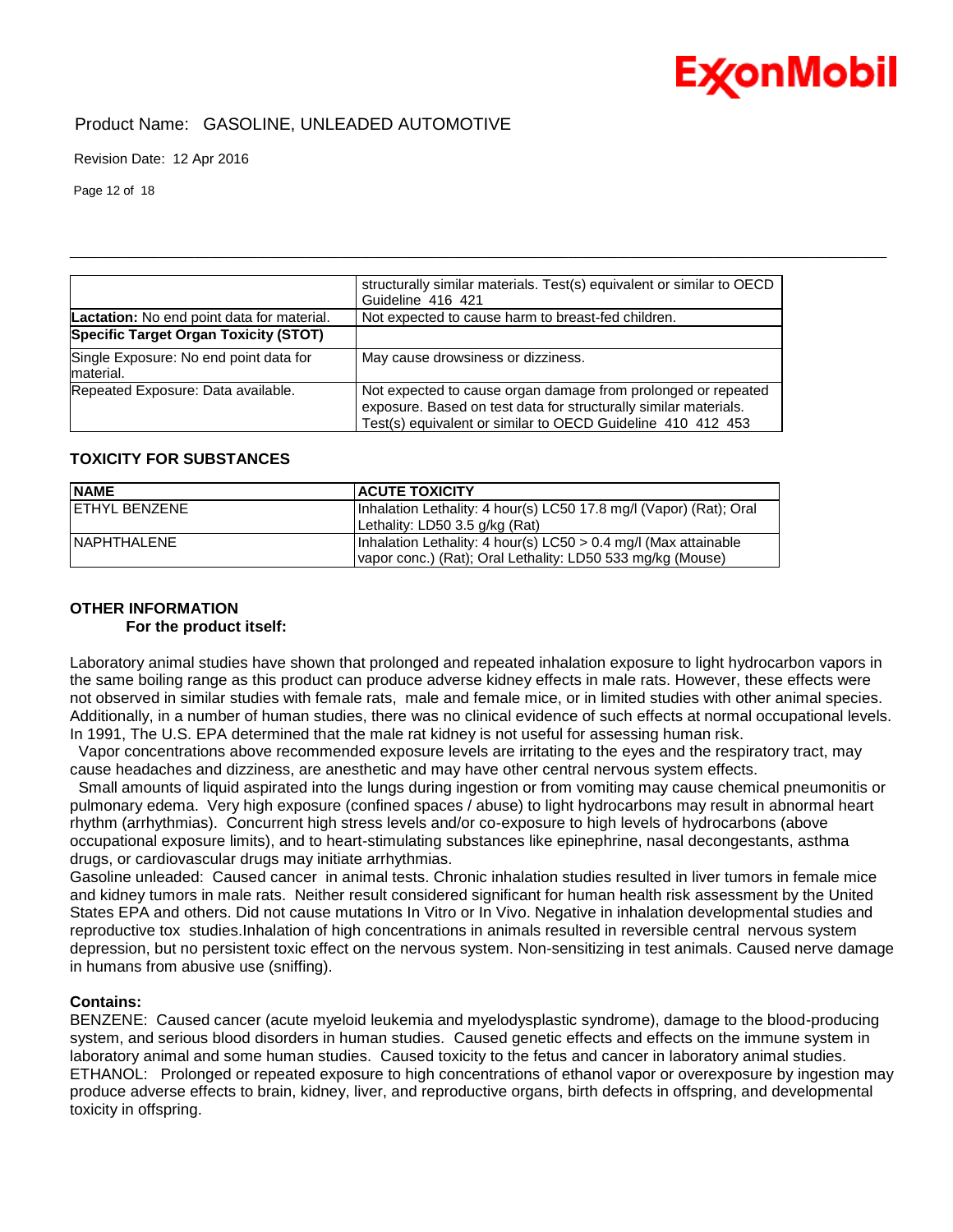| | |
|---|---|
| | structurally similar materials. Test(s) equivalent or similar to OECD Guideline 416 421 |
| **Lactation:** No end point data for material. | Not expected to cause harm to breast-fed children. |
| **Specific Target Organ Toxicity (STOT)** | |
| Single Exposure: No end point data for material. | May cause drowsiness or dizziness. |
| Repeated Exposure: Data available. | Not expected to cause organ damage from prolonged or repeated exposure. Based on test data for structurally similar materials. Test(s) equivalent or similar to OECD Guideline 410 412 453 |

### TOXICITY FOR SUBSTANCES

| NAME | ACUTE TOXICITY |
|---|---|
| ETHYL BENZENE | Inhalation Lethality: 4 hour(s) LC50 17.8 mg/l (Vapor) (Rat); Oral Lethality: LD50 3.5 g/kg (Rat) |
| NAPHTHALENE | Inhalation Lethality: 4 hour(s) LC50 > 0.4 mg/l (Max attainable vapor conc.) (Rat); Oral Lethality: LD50 533 mg/kg (Mouse) |

### OTHER INFORMATION

**For the product itself:**

Laboratory animal studies have shown that prolonged and repeated inhalation exposure to light hydrocarbon vapors in the same boiling range as this product can produce adverse kidney effects in male rats. However, these effects were not observed in similar studies with female rats, male and female mice, or in limited studies with other animal species. Additionally, in a number of human studies, there was no clinical evidence of such effects at normal occupational levels. In 1991, The U.S. EPA determined that the male rat kidney is not useful for assessing human risk.

Vapor concentrations above recommended exposure levels are irritating to the eyes and the respiratory tract, may cause headaches and dizziness, are anesthetic and may have other central nervous system effects.

Small amounts of liquid aspirated into the lungs during ingestion or from vomiting may cause chemical pneumonitis or pulmonary edema. Very high exposure (confined spaces / abuse) to light hydrocarbons may result in abnormal heart rhythm (arrhythmias). Concurrent high stress levels and/or co-exposure to high levels of hydrocarbons (above occupational exposure limits), and to heart-stimulating substances like epinephrine, nasal decongestants, asthma drugs, or cardiovascular drugs may initiate arrhythmias.

Gasoline unleaded: Caused cancer in animal tests. Chronic inhalation studies resulted in liver tumors in female mice and kidney tumors in male rats. Neither result considered significant for human health risk assessment by the United States EPA and others. Did not cause mutations In Vitro or In Vivo. Negative in inhalation developmental studies and reproductive tox studies.Inhalation of high concentrations in animals resulted in reversible central nervous system depression, but no persistent toxic effect on the nervous system. Non-sensitizing in test animals. Caused nerve damage in humans from abusive use (sniffing).

**Contains:**

BENZENE: Caused cancer (acute myeloid leukemia and myelodysplastic syndrome), damage to the blood-producing system, and serious blood disorders in human studies. Caused genetic effects and effects on the immune system in laboratory animal and some human studies. Caused toxicity to the fetus and cancer in laboratory animal studies.
ETHANOL: Prolonged or repeated exposure to high concentrations of ethanol vapor or overexposure by ingestion may produce adverse effects to brain, kidney, liver, and reproductive organs, birth defects in offspring, and developmental toxicity in offspring.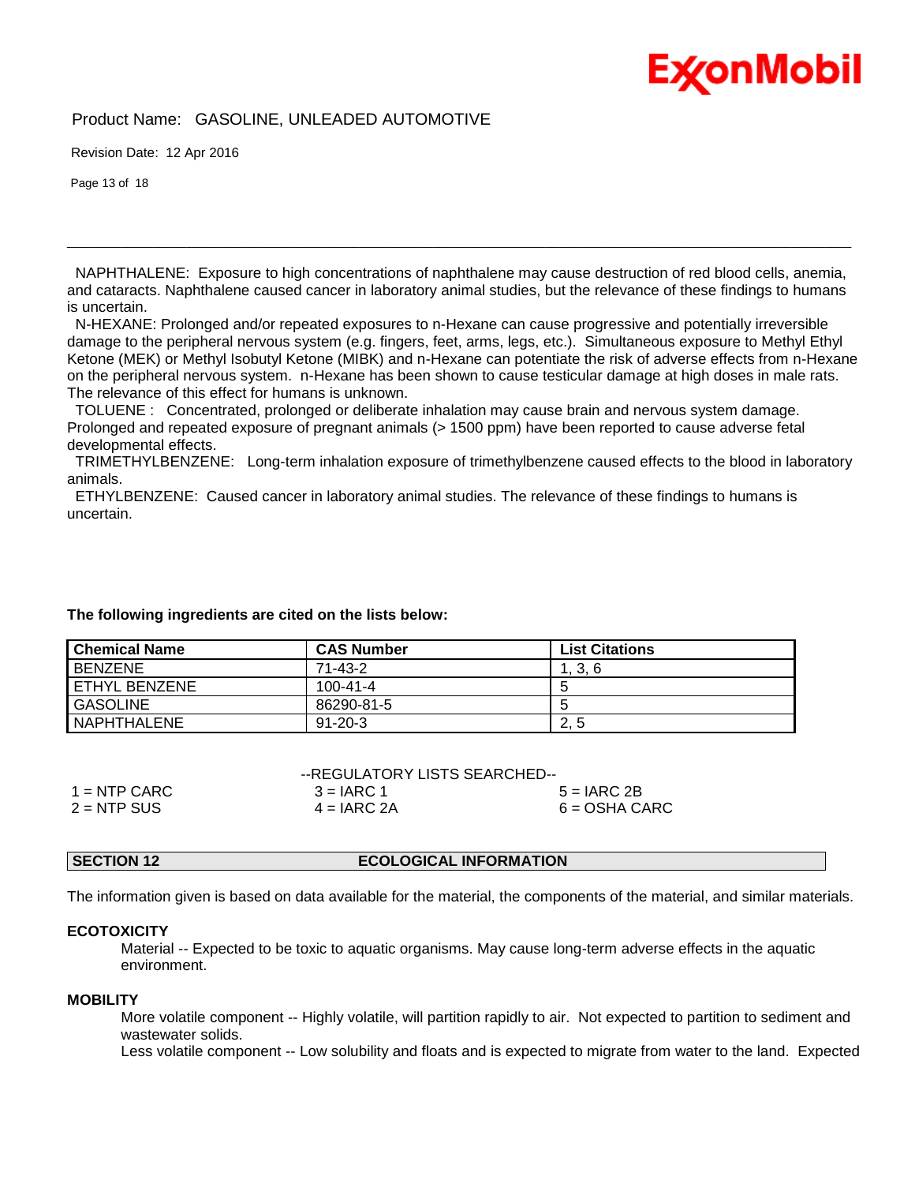NAPHTHALENE: Exposure to high concentrations of naphthalene may cause destruction of red blood cells, anemia, and cataracts. Naphthalene caused cancer in laboratory animal studies, but the relevance of these findings to humans is uncertain.

N-HEXANE: Prolonged and/or repeated exposures to n-Hexane can cause progressive and potentially irreversible damage to the peripheral nervous system (e.g. fingers, feet, arms, legs, etc.). Simultaneous exposure to Methyl Ethyl Ketone (MEK) or Methyl Isobutyl Ketone (MIBK) and n-Hexane can potentiate the risk of adverse effects from n-Hexane on the peripheral nervous system. n-Hexane has been shown to cause testicular damage at high doses in male rats. The relevance of this effect for humans is unknown.

TOLUENE : Concentrated, prolonged or deliberate inhalation may cause brain and nervous system damage. Prolonged and repeated exposure of pregnant animals (> 1500 ppm) have been reported to cause adverse fetal developmental effects.

TRIMETHYLBENZENE: Long-term inhalation exposure of trimethylbenzene caused effects to the blood in laboratory animals.

ETHYLBENZENE: Caused cancer in laboratory animal studies. The relevance of these findings to humans is uncertain.

**The following ingredients are cited on the lists below:**

| Chemical Name | CAS Number | List Citations |
|---|---|---|
| BENZENE | 71-43-2 | 1, 3, 6 |
| ETHYL BENZENE | 100-41-4 | 5 |
| GASOLINE | 86290-81-5 | 5 |
| NAPHTHALENE | 91-20-3 | 2, 5 |

--REGULATORY LISTS SEARCHED--

| | | |
|---|---|---|
| 1 = NTP CARC | 3 = IARC 1 | 5 = IARC 2B |
| 2 = NTP SUS | 4 = IARC 2A | 6 = OSHA CARC |

## SECTION 12 ECOLOGICAL INFORMATION

The information given is based on data available for the material, the components of the material, and similar materials.

### ECOTOXICITY

Material -- Expected to be toxic to aquatic organisms. May cause long-term adverse effects in the aquatic environment.

### MOBILITY

More volatile component -- Highly volatile, will partition rapidly to air. Not expected to partition to sediment and wastewater solids.

Less volatile component -- Low solubility and floats and is expected to migrate from water to the land. Expected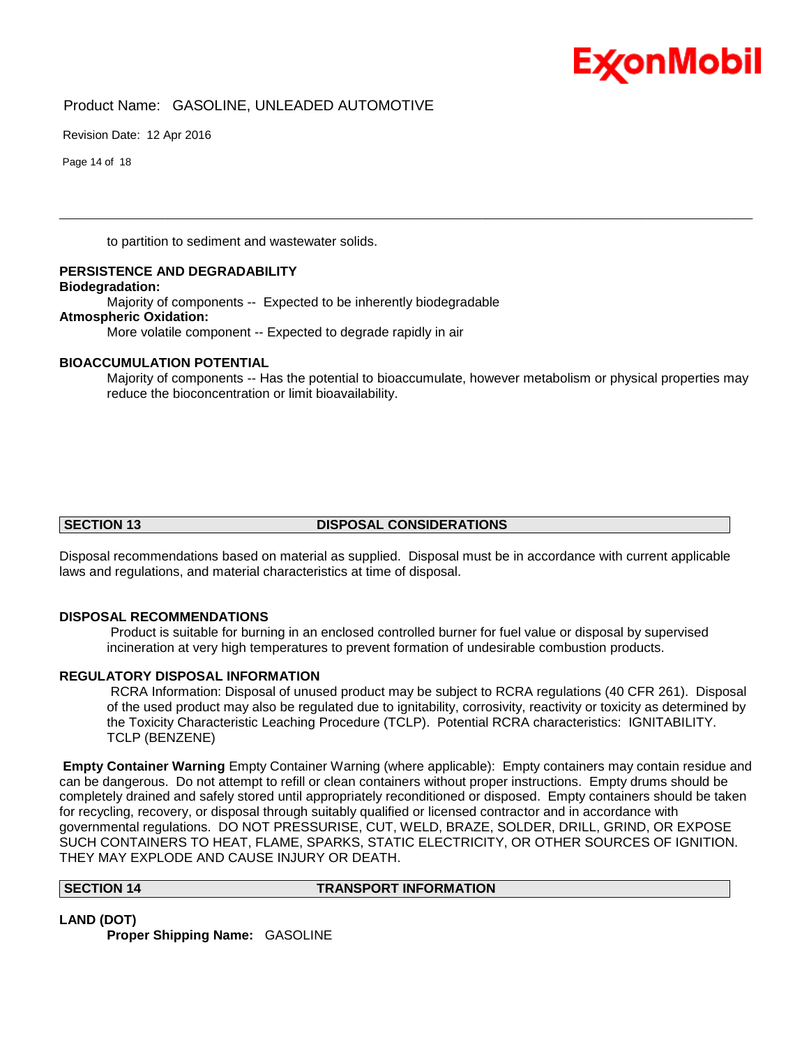to partition to sediment and wastewater solids.

**PERSISTENCE AND DEGRADABILITY**

**Biodegradation:**

Majority of components -- Expected to be inherently biodegradable

**Atmospheric Oxidation:**

More volatile component -- Expected to degrade rapidly in air

**BIOACCUMULATION POTENTIAL**

Majority of components -- Has the potential to bioaccumulate, however metabolism or physical properties may reduce the bioconcentration or limit bioavailability.

## SECTION 13 DISPOSAL CONSIDERATIONS

Disposal recommendations based on material as supplied. Disposal must be in accordance with current applicable laws and regulations, and material characteristics at time of disposal.

**DISPOSAL RECOMMENDATIONS**

Product is suitable for burning in an enclosed controlled burner for fuel value or disposal by supervised incineration at very high temperatures to prevent formation of undesirable combustion products.

**REGULATORY DISPOSAL INFORMATION**

RCRA Information: Disposal of unused product may be subject to RCRA regulations (40 CFR 261). Disposal of the used product may also be regulated due to ignitability, corrosivity, reactivity or toxicity as determined by the Toxicity Characteristic Leaching Procedure (TCLP). Potential RCRA characteristics: IGNITABILITY. TCLP (BENZENE)

**Empty Container Warning** Empty Container Warning (where applicable): Empty containers may contain residue and can be dangerous. Do not attempt to refill or clean containers without proper instructions. Empty drums should be completely drained and safely stored until appropriately reconditioned or disposed. Empty containers should be taken for recycling, recovery, or disposal through suitably qualified or licensed contractor and in accordance with governmental regulations. DO NOT PRESSURISE, CUT, WELD, BRAZE, SOLDER, DRILL, GRIND, OR EXPOSE SUCH CONTAINERS TO HEAT, FLAME, SPARKS, STATIC ELECTRICITY, OR OTHER SOURCES OF IGNITION. THEY MAY EXPLODE AND CAUSE INJURY OR DEATH.

## SECTION 14 TRANSPORT INFORMATION

**LAND (DOT)**

**Proper Shipping Name:** GASOLINE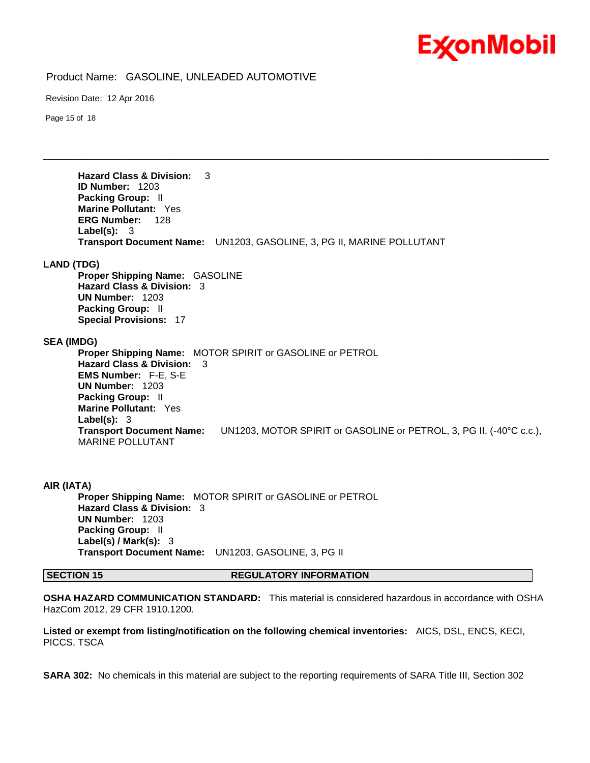**Hazard Class & Division:** 3
**ID Number:** 1203
**Packing Group:** II
**Marine Pollutant:** Yes
**ERG Number:** 128
**Label(s):** 3
**Transport Document Name:** UN1203, GASOLINE, 3, PG II, MARINE POLLUTANT

**LAND (TDG)**

**Proper Shipping Name:** GASOLINE
**Hazard Class & Division:** 3
**UN Number:** 1203
**Packing Group:** II
**Special Provisions:** 17

**SEA (IMDG)**

**Proper Shipping Name:** MOTOR SPIRIT or GASOLINE or PETROL
**Hazard Class & Division:** 3
**EMS Number:** F-E, S-E
**UN Number:** 1203
**Packing Group:** II
**Marine Pollutant:** Yes
**Label(s):** 3
**Transport Document Name:** UN1203, MOTOR SPIRIT or GASOLINE or PETROL, 3, PG II, (-40°C c.c.), MARINE POLLUTANT

**AIR (IATA)**

**Proper Shipping Name:** MOTOR SPIRIT or GASOLINE or PETROL
**Hazard Class & Division:** 3
**UN Number:** 1203
**Packing Group:** II
**Label(s) / Mark(s):** 3
**Transport Document Name:** UN1203, GASOLINE, 3, PG II

## SECTION 15 REGULATORY INFORMATION

**OSHA HAZARD COMMUNICATION STANDARD:** This material is considered hazardous in accordance with OSHA HazCom 2012, 29 CFR 1910.1200.

**Listed or exempt from listing/notification on the following chemical inventories:** AICS, DSL, ENCS, KECI, PICCS, TSCA

**SARA 302:** No chemicals in this material are subject to the reporting requirements of SARA Title III, Section 302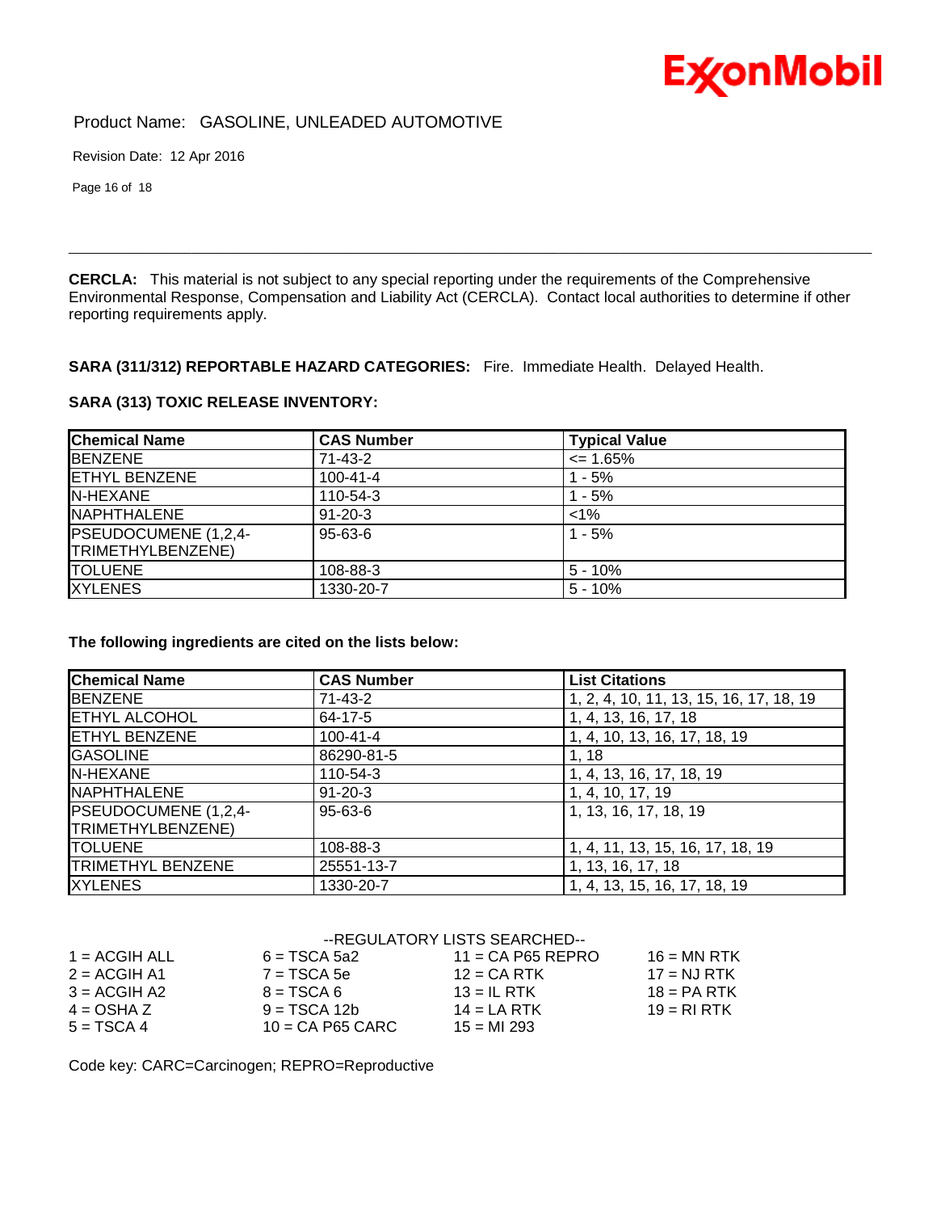**CERCLA:** This material is not subject to any special reporting under the requirements of the Comprehensive Environmental Response, Compensation and Liability Act (CERCLA). Contact local authorities to determine if other reporting requirements apply.

**SARA (311/312) REPORTABLE HAZARD CATEGORIES:** Fire. Immediate Health. Delayed Health.

**SARA (313) TOXIC RELEASE INVENTORY:**

| Chemical Name | CAS Number | Typical Value |
|---|---|---|
| BENZENE | 71-43-2 | <= 1.65% |
| ETHYL BENZENE | 100-41-4 | 1 - 5% |
| N-HEXANE | 110-54-3 | 1 - 5% |
| NAPHTHALENE | 91-20-3 | <1% |
| PSEUDOCUMENE (1,2,4-TRIMETHYLBENZENE) | 95-63-6 | 1 - 5% |
| TOLUENE | 108-88-3 | 5 - 10% |
| XYLENES | 1330-20-7 | 5 - 10% |

**The following ingredients are cited on the lists below:**

| Chemical Name | CAS Number | List Citations |
|---|---|---|
| BENZENE | 71-43-2 | 1, 2, 4, 10, 11, 13, 15, 16, 17, 18, 19 |
| ETHYL ALCOHOL | 64-17-5 | 1, 4, 13, 16, 17, 18 |
| ETHYL BENZENE | 100-41-4 | 1, 4, 10, 13, 16, 17, 18, 19 |
| GASOLINE | 86290-81-5 | 1, 18 |
| N-HEXANE | 110-54-3 | 1, 4, 13, 16, 17, 18, 19 |
| NAPHTHALENE | 91-20-3 | 1, 4, 10, 17, 19 |
| PSEUDOCUMENE (1,2,4-TRIMETHYLBENZENE) | 95-63-6 | 1, 13, 16, 17, 18, 19 |
| TOLUENE | 108-88-3 | 1, 4, 11, 13, 15, 16, 17, 18, 19 |
| TRIMETHYL BENZENE | 25551-13-7 | 1, 13, 16, 17, 18 |
| XYLENES | 1330-20-7 | 1, 4, 13, 15, 16, 17, 18, 19 |

--REGULATORY LISTS SEARCHED--

| | | | |
|---|---|---|---|
| 1 = ACGIH ALL | 6 = TSCA 5a2 | 11 = CA P65 REPRO | 16 = MN RTK |
| 2 = ACGIH A1 | 7 = TSCA 5e | 12 = CA RTK | 17 = NJ RTK |
| 3 = ACGIH A2 | 8 = TSCA 6 | 13 = IL RTK | 18 = PA RTK |
| 4 = OSHA Z | 9 = TSCA 12b | 14 = LA RTK | 19 = RI RTK |
| 5 = TSCA 4 | 10 = CA P65 CARC | 15 = MI 293 | |

Code key: CARC=Carcinogen; REPRO=Reproductive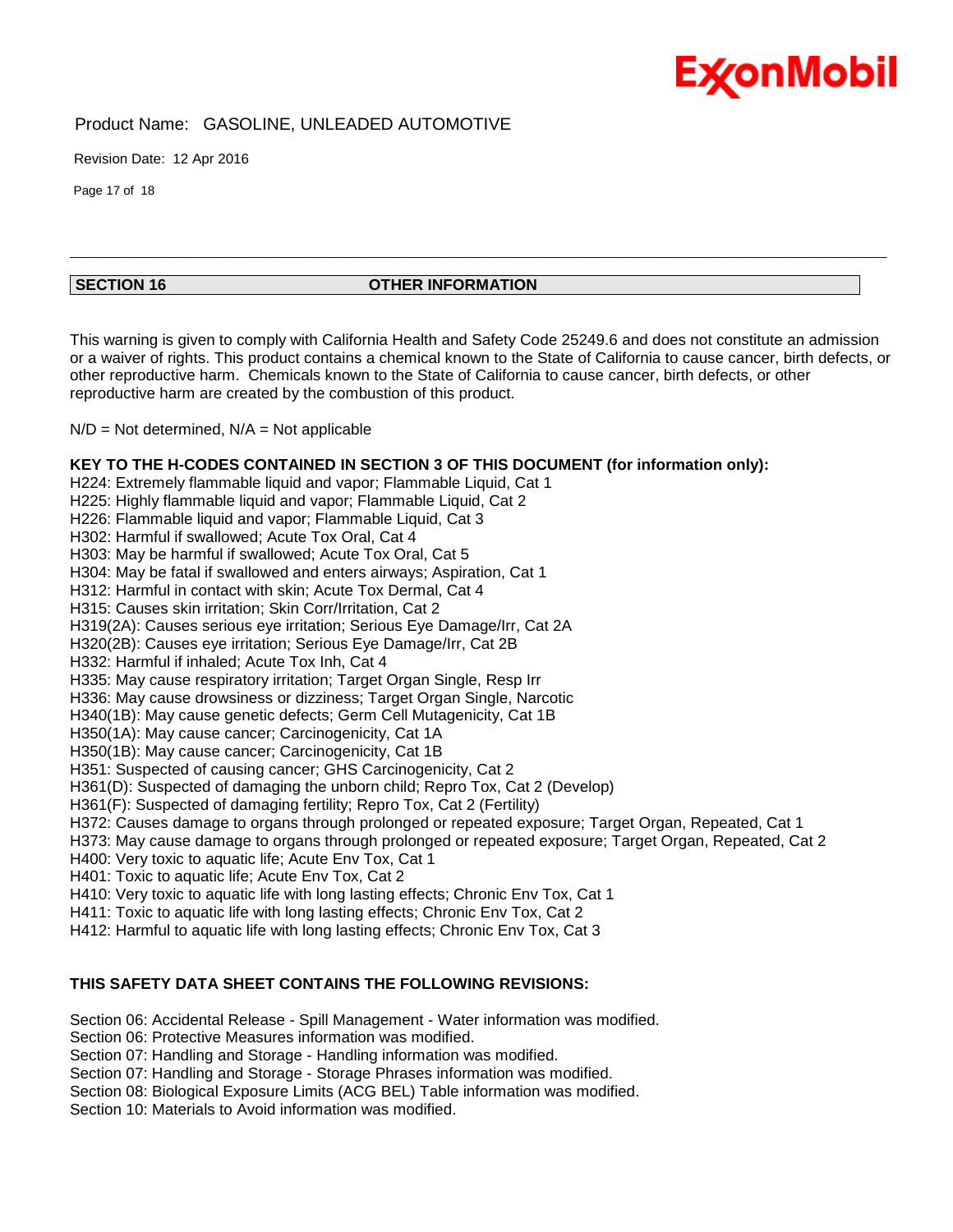## SECTION 16 OTHER INFORMATION

This warning is given to comply with California Health and Safety Code 25249.6 and does not constitute an admission or a waiver of rights. This product contains a chemical known to the State of California to cause cancer, birth defects, or other reproductive harm. Chemicals known to the State of California to cause cancer, birth defects, or other reproductive harm are created by the combustion of this product.

N/D = Not determined, N/A = Not applicable

**KEY TO THE H-CODES CONTAINED IN SECTION 3 OF THIS DOCUMENT (for information only):**

H224: Extremely flammable liquid and vapor; Flammable Liquid, Cat 1
H225: Highly flammable liquid and vapor; Flammable Liquid, Cat 2
H226: Flammable liquid and vapor; Flammable Liquid, Cat 3
H302: Harmful if swallowed; Acute Tox Oral, Cat 4
H303: May be harmful if swallowed; Acute Tox Oral, Cat 5
H304: May be fatal if swallowed and enters airways; Aspiration, Cat 1
H312: Harmful in contact with skin; Acute Tox Dermal, Cat 4
H315: Causes skin irritation; Skin Corr/Irritation, Cat 2
H319(2A): Causes serious eye irritation; Serious Eye Damage/Irr, Cat 2A
H320(2B): Causes eye irritation; Serious Eye Damage/Irr, Cat 2B
H332: Harmful if inhaled; Acute Tox Inh, Cat 4
H335: May cause respiratory irritation; Target Organ Single, Resp Irr
H336: May cause drowsiness or dizziness; Target Organ Single, Narcotic
H340(1B): May cause genetic defects; Germ Cell Mutagenicity, Cat 1B
H350(1A): May cause cancer; Carcinogenicity, Cat 1A
H350(1B): May cause cancer; Carcinogenicity, Cat 1B
H351: Suspected of causing cancer; GHS Carcinogenicity, Cat 2
H361(D): Suspected of damaging the unborn child; Repro Tox, Cat 2 (Develop)
H361(F): Suspected of damaging fertility; Repro Tox, Cat 2 (Fertility)
H372: Causes damage to organs through prolonged or repeated exposure; Target Organ, Repeated, Cat 1
H373: May cause damage to organs through prolonged or repeated exposure; Target Organ, Repeated, Cat 2
H400: Very toxic to aquatic life; Acute Env Tox, Cat 1
H401: Toxic to aquatic life; Acute Env Tox, Cat 2
H410: Very toxic to aquatic life with long lasting effects; Chronic Env Tox, Cat 1
H411: Toxic to aquatic life with long lasting effects; Chronic Env Tox, Cat 2
H412: Harmful to aquatic life with long lasting effects; Chronic Env Tox, Cat 3

**THIS SAFETY DATA SHEET CONTAINS THE FOLLOWING REVISIONS:**

Section 06: Accidental Release - Spill Management - Water information was modified.
Section 06: Protective Measures information was modified.
Section 07: Handling and Storage - Handling information was modified.
Section 07: Handling and Storage - Storage Phrases information was modified.
Section 08: Biological Exposure Limits (ACG BEL) Table information was modified.
Section 10: Materials to Avoid information was modified.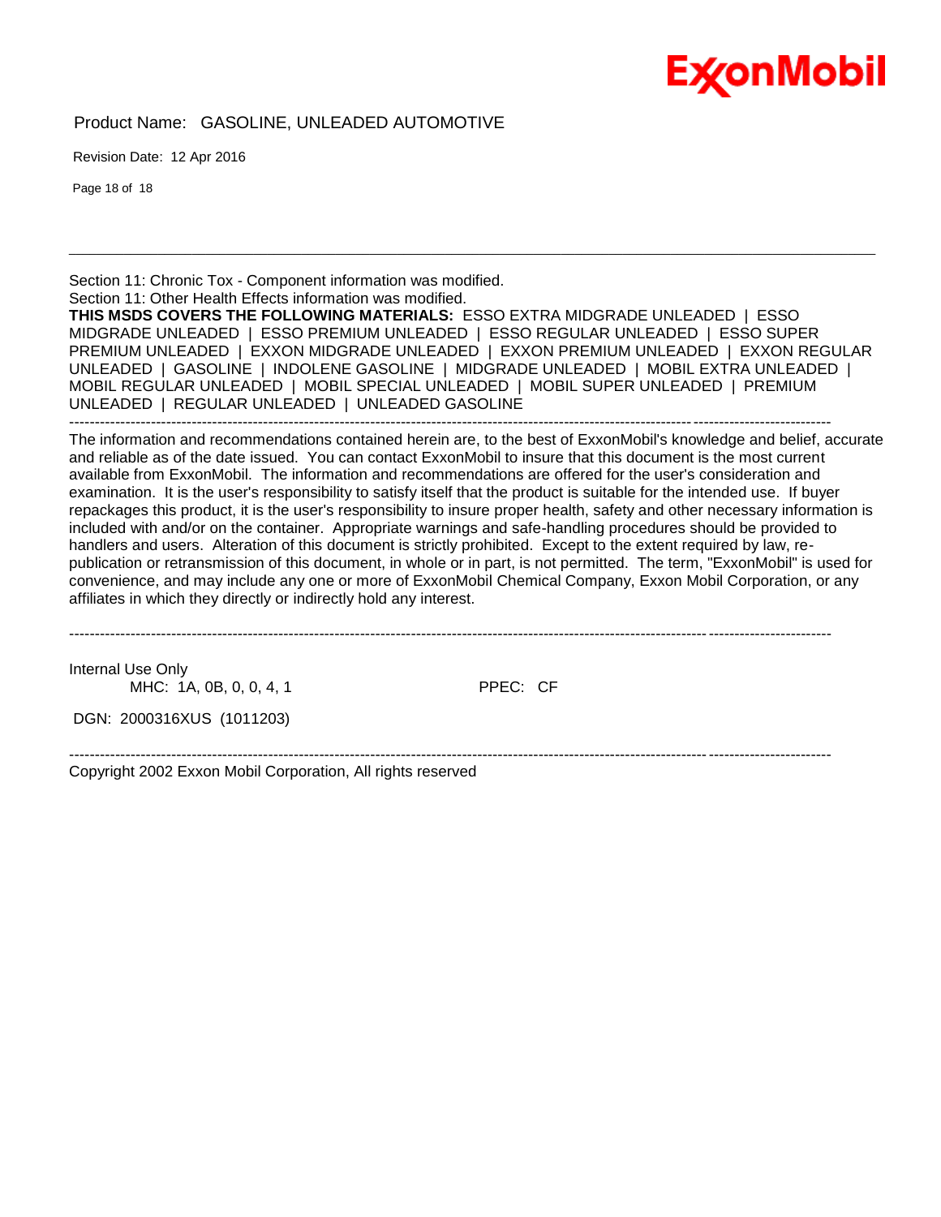Section 11: Chronic Tox - Component information was modified.
Section 11: Other Health Effects information was modified.

**THIS MSDS COVERS THE FOLLOWING MATERIALS:** ESSO EXTRA MIDGRADE UNLEADED | ESSO MIDGRADE UNLEADED | ESSO PREMIUM UNLEADED | ESSO REGULAR UNLEADED | ESSO SUPER PREMIUM UNLEADED | EXXON MIDGRADE UNLEADED | EXXON PREMIUM UNLEADED | EXXON REGULAR UNLEADED | GASOLINE | INDOLENE GASOLINE | MIDGRADE UNLEADED | MOBIL EXTRA UNLEADED | MOBIL REGULAR UNLEADED | MOBIL SPECIAL UNLEADED | MOBIL SUPER UNLEADED | PREMIUM UNLEADED | REGULAR UNLEADED | UNLEADED GASOLINE

---

The information and recommendations contained herein are, to the best of ExxonMobil's knowledge and belief, accurate and reliable as of the date issued. You can contact ExxonMobil to insure that this document is the most current available from ExxonMobil. The information and recommendations are offered for the user's consideration and examination. It is the user's responsibility to satisfy itself that the product is suitable for the intended use. If buyer repackages this product, it is the user's responsibility to insure proper health, safety and other necessary information is included with and/or on the container. Appropriate warnings and safe-handling procedures should be provided to handlers and users. Alteration of this document is strictly prohibited. Except to the extent required by law, re-publication or retransmission of this document, in whole or in part, is not permitted. The term, "ExxonMobil" is used for convenience, and may include any one or more of ExxonMobil Chemical Company, Exxon Mobil Corporation, or any affiliates in which they directly or indirectly hold any interest.

---

Internal Use Only
MHC: 1A, 0B, 0, 0, 4, 1 PPEC: CF

DGN: 2000316XUS (1011203)

---

Copyright 2002 Exxon Mobil Corporation, All rights reserved